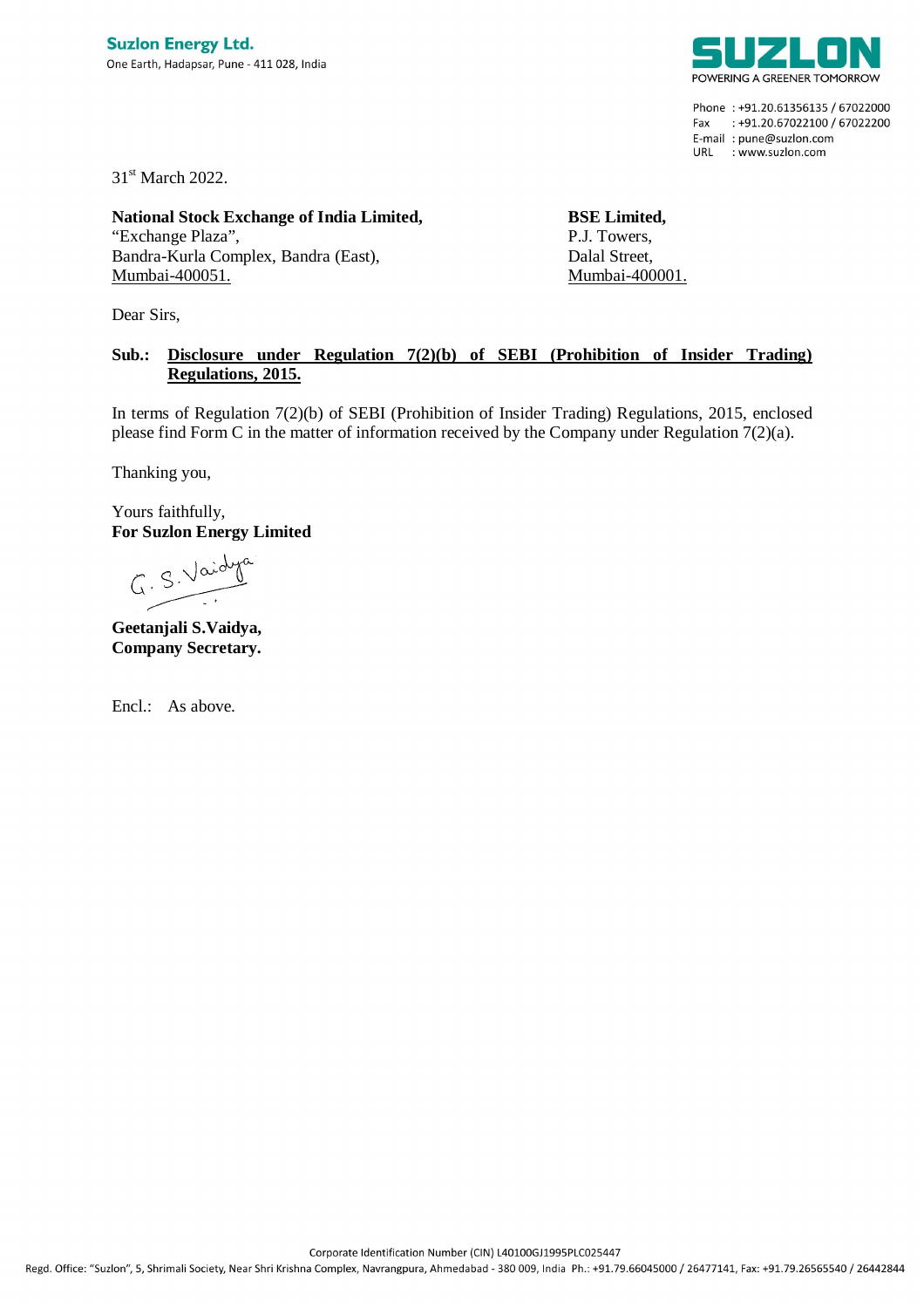**Suzlon Energy Ltd.**
One Earth, Hadapsar, Pune - 411 028, India

SUZLON
POWERING A GREENER TOMORROW

Phone : +91.20.61356135 / 67022000
Fax : +91.20.67022100 / 67022200
E-mail : pune@suzlon.com
URL : www.suzlon.com

31st March 2022.

**National Stock Exchange of India Limited,**
"Exchange Plaza",
Bandra-Kurla Complex, Bandra (East),
Mumbai-400051.

**BSE Limited,**
P.J. Towers,
Dalal Street,
Mumbai-400001.

Dear Sirs,

**Sub.: Disclosure under Regulation 7(2)(b) of SEBI (Prohibition of Insider Trading) Regulations, 2015.**

In terms of Regulation 7(2)(b) of SEBI (Prohibition of Insider Trading) Regulations, 2015, enclosed please find Form C in the matter of information received by the Company under Regulation 7(2)(a).

Thanking you,

Yours faithfully,
**For Suzlon Energy Limited**

G. S. Vaidya

**Geetanjali S.Vaidya,**
**Company Secretary.**

Encl.: As above.

Corporate Identification Number (CIN) L40100GJ1995PLC025447
Regd. Office: "Suzlon", 5, Shrimali Society, Near Shri Krishna Complex, Navrangpura, Ahmedabad - 380 009, India Ph.: +91.79.66045000 / 26477141, Fax: +91.79.26565540 / 26442844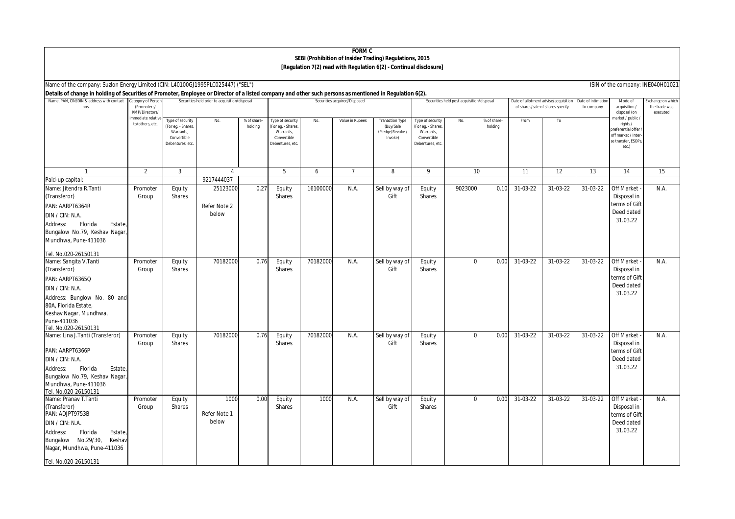**FORM C**

**SEBI (Prohibition of Insider Trading) Regulations, 2015**

**[Regulation 7(2) read with Regulation 6(2) - Continual disclosure]**

Name of the company: Suzlon Energy Limited (CIN: L40100GJ1995PLC025447) ("SEL")

ISIN of the company: INE040H01021

**Details of change in holding of Securities of Promoter, Employee or Director of a listed company and other such persons as mentioned in Regulation 6(2).**

| Name, PAN, CIN/DIN & address with contact nos. | Category of Person (Promoters/ KMP/Directors/ immediate relative to/others, etc. | Securities held prior to acquisition/disposal | | | Securities acquired/Disposed | | | | Securities held post acquisition/disposal | | | Date of allotment advise/acquisition of shares/sale of shares specify | | Date of intimation to company | Mode of acquisition / disposal (on market / public / rights / preferential offer / off market / Inter-se transfer, ESOPs, etc.) | Exchange on which the trade was executed |
|---|---|---|---|---|---|---|---|---|---|---|---|---|---|---|---|---|
| | | Type of security (For eg. - Shares, Warrants, Convertible Debentures, etc. | No. | % of share-holding | Type of security (For eg. - Shares, Warrants, Convertible Debentures, etc. | No. | Value in Rupees | Tranction Type (Buy/Sale /Pledge/Revoke / Invoke) | Type of security (For eg. - Shares, Warrants, Convertible Debentures, etc. | No. | % of share-holding | From | To | | | |
| 1 | 2 | 3 | 4 | | 5 | 6 | 7 | 8 | 9 | 10 | | 11 | 12 | 13 | 14 | 15 |
| Paid-up capital: | | | 9217444037 | | | | | | | | | | | | | |
| Name: Jitendra R.Tanti (Transferor)<br>PAN: AARPT6364R<br>DIN / CIN: N.A.<br>Address: Florida Estate, Bungalow No.79, Keshav Nagar, Mundhwa, Pune-411036<br>Tel. No.020-26150131 | Promoter Group | Equity Shares | 25123000<br>Refer Note 2 below | 0.27 | Equity Shares | 16100000 | N.A. | Sell by way of Gift | Equity Shares | 9023000 | 0.10 | 31-03-22 | 31-03-22 | 31-03-22 | Off Market - Disposal in terms of Gift Deed dated 31.03.22 | N.A. |
| Name: Sangita V.Tanti (Transferor)<br>PAN: AARPT6365Q<br>DIN / CIN: N.A.<br>Address: Bunglow No. 80 and 80A, Florida Estate, Keshav Nagar, Mundhwa, Pune-411036<br>Tel. No.020-26150131 | Promoter Group | Equity Shares | 70182000 | 0.76 | Equity Shares | 70182000 | N.A. | Sell by way of Gift | Equity Shares | 0 | 0.00 | 31-03-22 | 31-03-22 | 31-03-22 | Off Market - Disposal in terms of Gift Deed dated 31.03.22 | N.A. |
| Name: Lina J.Tanti (Transferor)<br>PAN: AARPT6366P<br>DIN / CIN: N.A.<br>Address: Florida Estate, Bungalow No.79, Keshav Nagar, Mundhwa, Pune-411036<br>Tel. No.020-26150131 | Promoter Group | Equity Shares | 70182000 | 0.76 | Equity Shares | 70182000 | N.A. | Sell by way of Gift | Equity Shares | 0 | 0.00 | 31-03-22 | 31-03-22 | 31-03-22 | Off Market - Disposal in terms of Gift Deed dated 31.03.22 | N.A. |
| Name: Pranav T.Tanti (Transferor)<br>PAN: ADJPT9753B<br>DIN / CIN: N.A.<br>Address: Florida Estate, Bungalow No.29/30, Keshav Nagar, Mundhwa, Pune-411036<br>Tel. No.020-26150131 | Promoter Group | Equity Shares | 1000<br>Refer Note 1 below | 0.00 | Equity Shares | 1000 | N.A. | Sell by way of Gift | Equity Shares | 0 | 0.00 | 31-03-22 | 31-03-22 | 31-03-22 | Off Market - Disposal in terms of Gift Deed dated 31.03.22 | N.A. |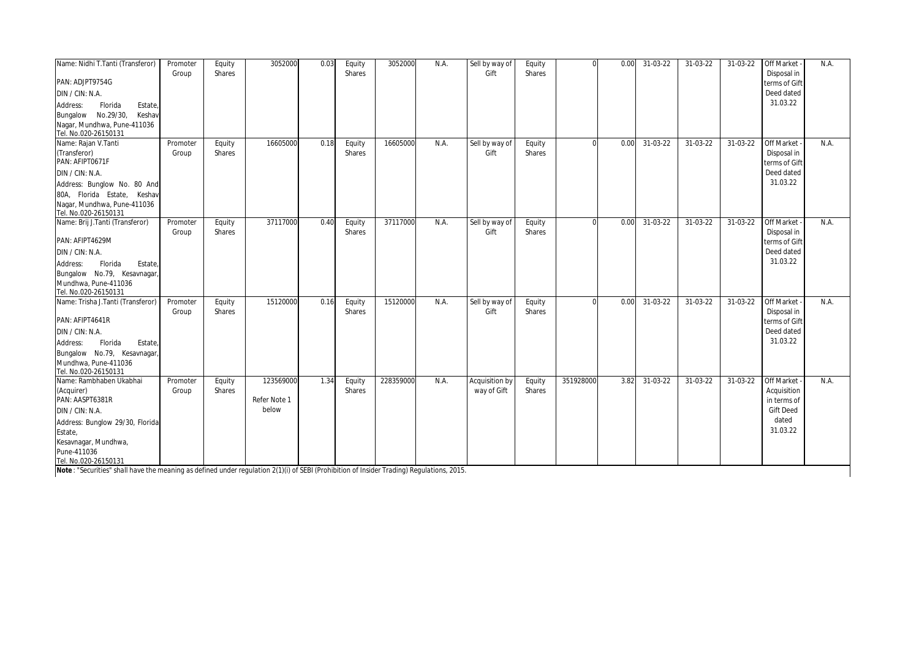| Name: Nidhi T.Tanti (Transferor)<br>PAN: ADJPT9754G<br>DIN / CIN: N.A.<br>Address: Florida Estate, Bungalow No.29/30, Keshav Nagar, Mundhwa, Pune-411036<br>Tel. No.020-26150131 | Promoter Group | Equity Shares | 3052000 | 0.03 | Equity Shares | 3052000 | N.A. | Sell by way of Gift | Equity Shares | 0 | 0.00 | 31-03-22 | 31-03-22 | 31-03-22 | Off Market - Disposal in terms of Gift Deed dated 31.03.22 | N.A. |
|---|---|---|---|---|---|---|---|---|---|---|---|---|---|---|---|---|
| Name: Rajan V.Tanti (Transferor)<br>PAN: AFIPT0671F<br>DIN / CIN: N.A.<br>Address: Bunglow No. 80 And 80A, Florida Estate, Keshav Nagar, Mundhwa, Pune-411036<br>Tel. No.020-26150131 | Promoter Group | Equity Shares | 16605000 | 0.18 | Equity Shares | 16605000 | N.A. | Sell by way of Gift | Equity Shares | 0 | 0.00 | 31-03-22 | 31-03-22 | 31-03-22 | Off Market - Disposal in terms of Gift Deed dated 31.03.22 | N.A. |
| Name: Brij J.Tanti (Transferor)<br>PAN: AFIPT4629M<br>DIN / CIN: N.A.<br>Address: Florida Estate, Bungalow No.79, Kesavnagar, Mundhwa, Pune-411036<br>Tel. No.020-26150131 | Promoter Group | Equity Shares | 37117000 | 0.40 | Equity Shares | 37117000 | N.A. | Sell by way of Gift | Equity Shares | 0 | 0.00 | 31-03-22 | 31-03-22 | 31-03-22 | Off Market - Disposal in terms of Gift Deed dated 31.03.22 | N.A. |
| Name: Trisha J.Tanti (Transferor)<br>PAN: AFIPT4641R<br>DIN / CIN: N.A.<br>Address: Florida Estate, Bungalow No.79, Kesavnagar, Mundhwa, Pune-411036<br>Tel. No.020-26150131 | Promoter Group | Equity Shares | 15120000 | 0.16 | Equity Shares | 15120000 | N.A. | Sell by way of Gift | Equity Shares | 0 | 0.00 | 31-03-22 | 31-03-22 | 31-03-22 | Off Market - Disposal in terms of Gift Deed dated 31.03.22 | N.A. |
| Name: Rambhaben Ukabhai (Acquirer)<br>PAN: AASPT6381R<br>DIN / CIN: N.A.<br>Address: Bunglow 29/30, Florida Estate, Kesavnagar, Mundhwa, Pune-411036<br>Tel. No.020-26150131 | Promoter Group | Equity Shares | 123569000<br>Refer Note 1 below | 1.34 | Equity Shares | 228359000 | N.A. | Acquisition by way of Gift | Equity Shares | 351928000 | 3.82 | 31-03-22 | 31-03-22 | 31-03-22 | Off Market - Acquisition in terms of Gift Deed dated 31.03.22 | N.A. |

**Note** : "Securities" shall have the meaning as defined under regulation 2(1)(i) of SEBI (Prohibition of Insider Trading) Regulations, 2015.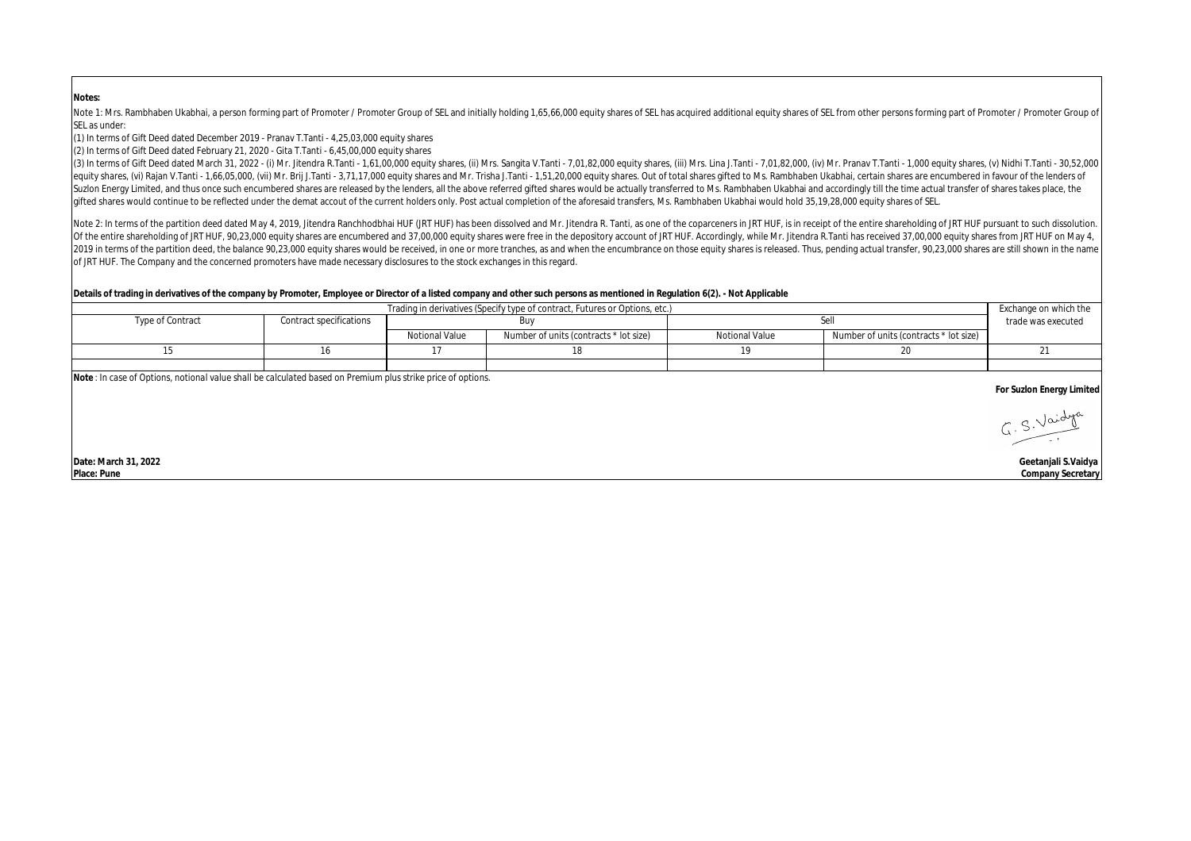**Notes:**

Note 1: Mrs. Rambhaben Ukabhai, a person forming part of Promoter / Promoter Group of SEL and initially holding 1,65,66,000 equity shares of SEL has acquired additional equity shares of SEL from other persons forming part of Promoter / Promoter Group of SEL as under:

(1) In terms of Gift Deed dated December 2019 - Pranav T.Tanti - 4,25,03,000 equity shares

(2) In terms of Gift Deed dated February 21, 2020 - Gita T.Tanti - 6,45,00,000 equity shares

(3) In terms of Gift Deed dated March 31, 2022 - (i) Mr. Jitendra R.Tanti - 1,61,00,000 equity shares, (ii) Mrs. Sangita V.Tanti - 7,01,82,000 equity shares, (iii) Mrs. Lina J.Tanti - 7,01,82,000, (iv) Mr. Pranav T.Tanti - 1,000 equity shares, (v) Nidhi T.Tanti - 30,52,000 equity shares, (vi) Rajan V.Tanti - 1,66,05,000, (vii) Mr. Brij J.Tanti - 3,71,17,000 equity shares and Mr. Trisha J.Tanti - 1,51,20,000 equity shares. Out of total shares gifted to Ms. Rambhaben Ukabhai, certain shares are encumbered in favour of the lenders of Suzlon Energy Limited, and thus once such encumbered shares are released by the lenders, all the above referred gifted shares would be actually transferred to Ms. Rambhaben Ukabhai and accordingly till the time actual transfer of shares takes place, the gifted shares would continue to be reflected under the demat accout of the current holders only. Post actual completion of the aforesaid transfers, Ms. Rambhaben Ukabhai would hold 35,19,28,000 equity shares of SEL.

Note 2: In terms of the partition deed dated May 4, 2019, Jitendra Ranchhodbhai HUF (JRT HUF) has been dissolved and Mr. Jitendra R. Tanti, as one of the coparceners in JRT HUF, is in receipt of the entire shareholding of JRT HUF pursuant to such dissolution. Of the entire shareholding of JRT HUF, 90,23,000 equity shares are encumbered and 37,00,000 equity shares were free in the depository account of JRT HUF. Accordingly, while Mr. Jitendra R.Tanti has received 37,00,000 equity shares from JRT HUF on May 4, 2019 in terms of the partition deed, the balance 90,23,000 equity shares would be received, in one or more tranches, as and when the encumbrance on those equity shares is released. Thus, pending actual transfer, 90,23,000 shares are still shown in the name of JRT HUF. The Company and the concerned promoters have made necessary disclosures to the stock exchanges in this regard.

**Details of trading in derivatives of the company by Promoter, Employee or Director of a listed company and other such persons as mentioned in Regulation 6(2). - Not Applicable**

| Trading in derivatives (Specify type of contract, Futures or Options, etc.) | | | | | | Exchange on which the trade was executed |
|---|---|---|---|---|---|---|
| Type of Contract | Contract specifications | Buy | | Sell | | |
| | | Notional Value | Number of units (contracts * lot size) | Notional Value | Number of units (contracts * lot size) | |
| 15 | 16 | 17 | 18 | 19 | 20 | 21 |
| | | | | | | |

**Note** : In case of Options, notional value shall be calculated based on Premium plus strike price of options.

**For Suzlon Energy Limited**

G. S. Vaidya

**Date: March 31, 2022**
**Place: Pune**

**Geetanjali S.Vaidya**
**Company Secretary**